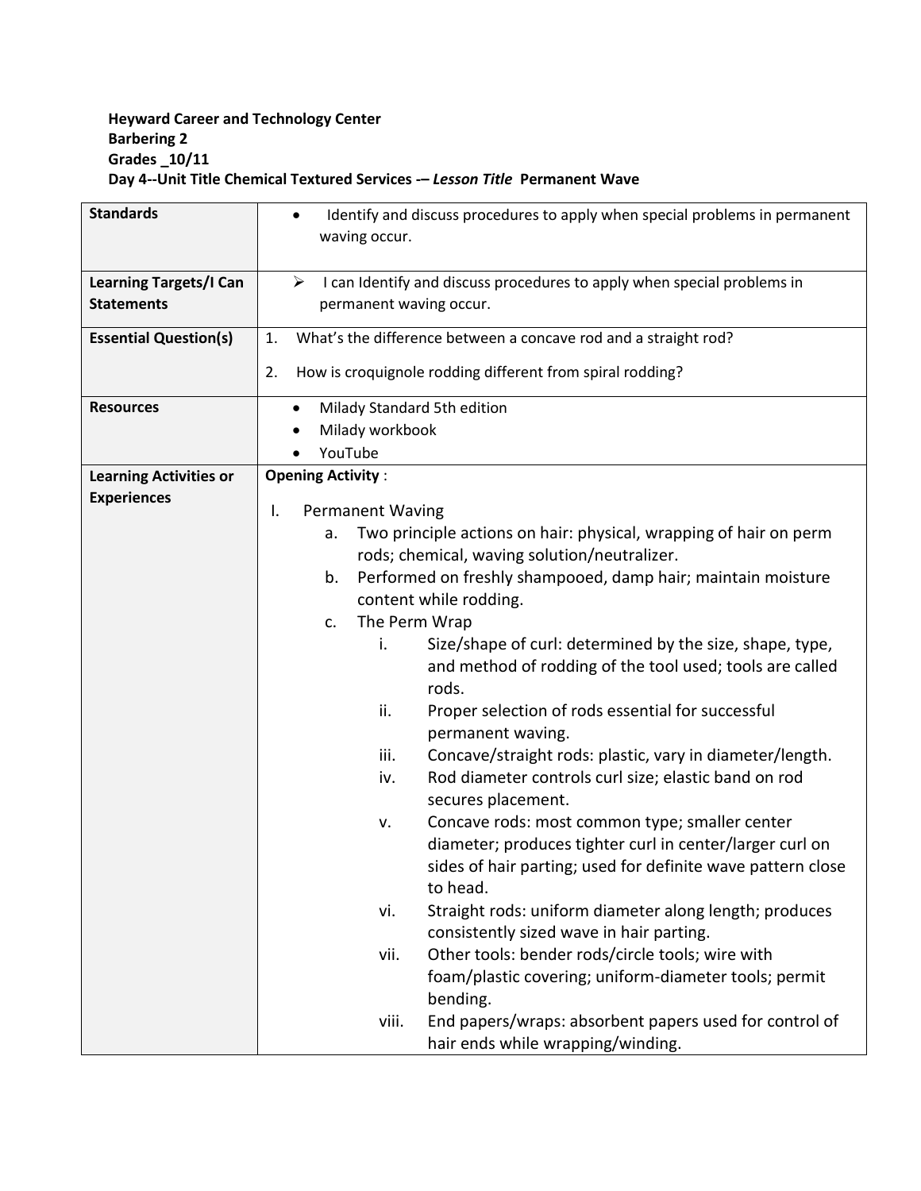**Heyward Career and Technology Center**
**Barbering 2**
**Grades _10/11**
**Day 4--Unit Title Chemical Textured Services -– *Lesson Title* Permanent Wave**

| | |
|---|---|
| **Standards** | • Identify and discuss procedures to apply when special problems in permanent waving occur. |
| **Learning Targets/I Can Statements** | ➢ I can Identify and discuss procedures to apply when special problems in permanent waving occur. |
| **Essential Question(s)** | 1. What's the difference between a concave rod and a straight rod?<br>2. How is croquignole rodding different from spiral rodding? |
| **Resources** | • Milady Standard 5th edition<br>• Milady workbook<br>• YouTube |
| **Learning Activities or Experiences** | **Opening Activity** :<br>I. Permanent Waving<br>a. Two principle actions on hair: physical, wrapping of hair on perm rods; chemical, waving solution/neutralizer.<br>b. Performed on freshly shampooed, damp hair; maintain moisture content while rodding.<br>c. The Perm Wrap<br>i. Size/shape of curl: determined by the size, shape, type, and method of rodding of the tool used; tools are called rods.<br>ii. Proper selection of rods essential for successful permanent waving.<br>iii. Concave/straight rods: plastic, vary in diameter/length.<br>iv. Rod diameter controls curl size; elastic band on rod secures placement.<br>v. Concave rods: most common type; smaller center diameter; produces tighter curl in center/larger curl on sides of hair parting; used for definite wave pattern close to head.<br>vi. Straight rods: uniform diameter along length; produces consistently sized wave in hair parting.<br>vii. Other tools: bender rods/circle tools; wire with foam/plastic covering; uniform-diameter tools; permit bending.<br>viii. End papers/wraps: absorbent papers used for control of hair ends while wrapping/winding. |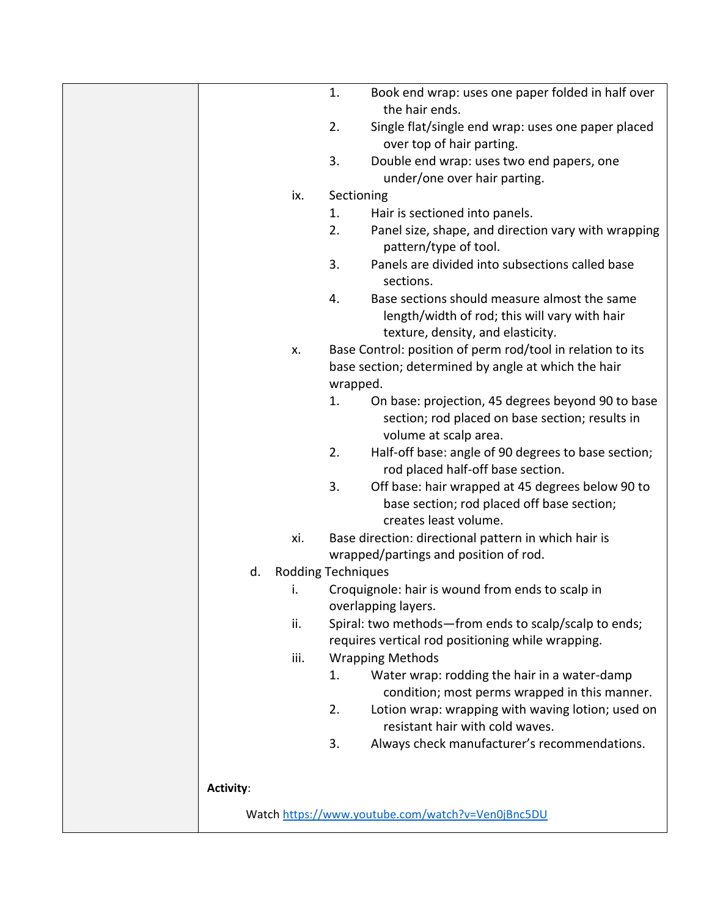1. Book end wrap: uses one paper folded in half over the hair ends.
2. Single flat/single end wrap: uses one paper placed over top of hair parting.
3. Double end wrap: uses two end papers, one under/one over hair parting.

ix. Sectioning

1. Hair is sectioned into panels.
2. Panel size, shape, and direction vary with wrapping pattern/type of tool.
3. Panels are divided into subsections called base sections.
4. Base sections should measure almost the same length/width of rod; this will vary with hair texture, density, and elasticity.

x. Base Control: position of perm rod/tool in relation to its base section; determined by angle at which the hair wrapped.

1. On base: projection, 45 degrees beyond 90 to base section; rod placed on base section; results in volume at scalp area.
2. Half-off base: angle of 90 degrees to base section; rod placed half-off base section.
3. Off base: hair wrapped at 45 degrees below 90 to base section; rod placed off base section; creates least volume.

xi. Base direction: directional pattern in which hair is wrapped/partings and position of rod.

d. Rodding Techniques

i. Croquignole: hair is wound from ends to scalp in overlapping layers.

ii. Spiral: two methods—from ends to scalp/scalp to ends; requires vertical rod positioning while wrapping.

iii. Wrapping Methods

1. Water wrap: rodding the hair in a water-damp condition; most perms wrapped in this manner.
2. Lotion wrap: wrapping with waving lotion; used on resistant hair with cold waves.
3. Always check manufacturer's recommendations.

**Activity**:

Watch https://www.youtube.com/watch?v=Ven0jBnc5DU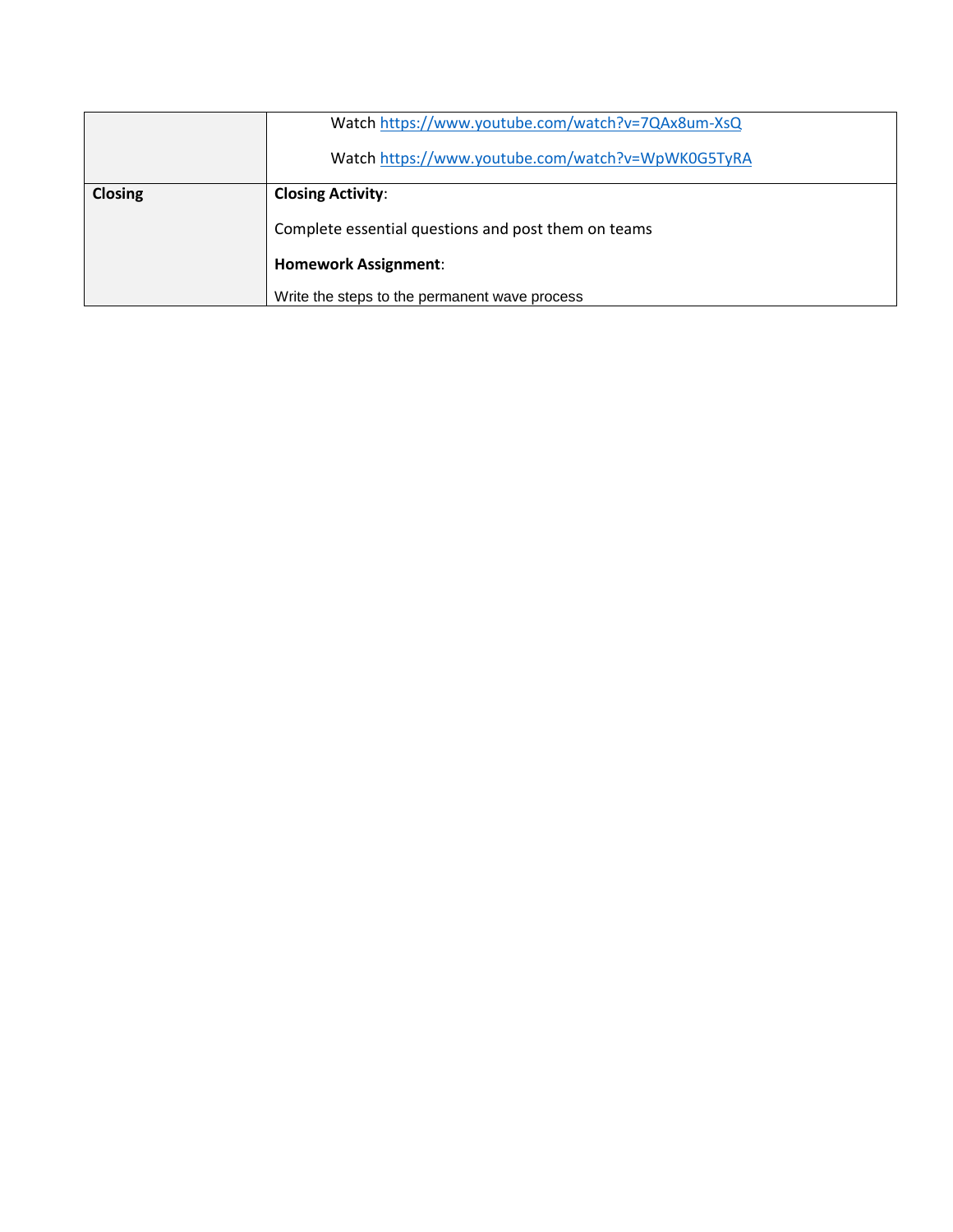| | |
|---|---|
| | Watch https://www.youtube.com/watch?v=7QAx8um-XsQ<br><br>Watch https://www.youtube.com/watch?v=WpWK0G5TyRA |
| **Closing** | **Closing Activity**:<br><br>Complete essential questions and post them on teams<br><br>**Homework Assignment**:<br><br>Write the steps to the permanent wave process |